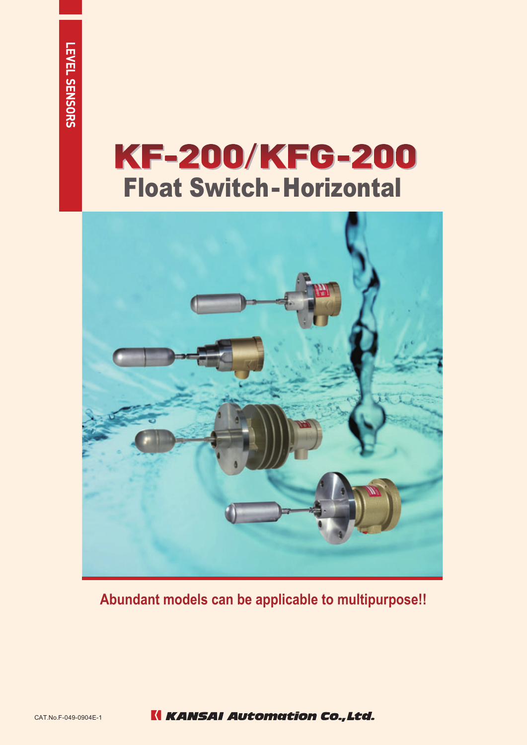LEVEL SENSORS

# KF-200/KFG-200
## Float Switch-Horizontal

**Abundant models can be applicable to multipurpose!!**

CAT.No.F-049-0904E-1

KANSAI Automation Co.,Ltd.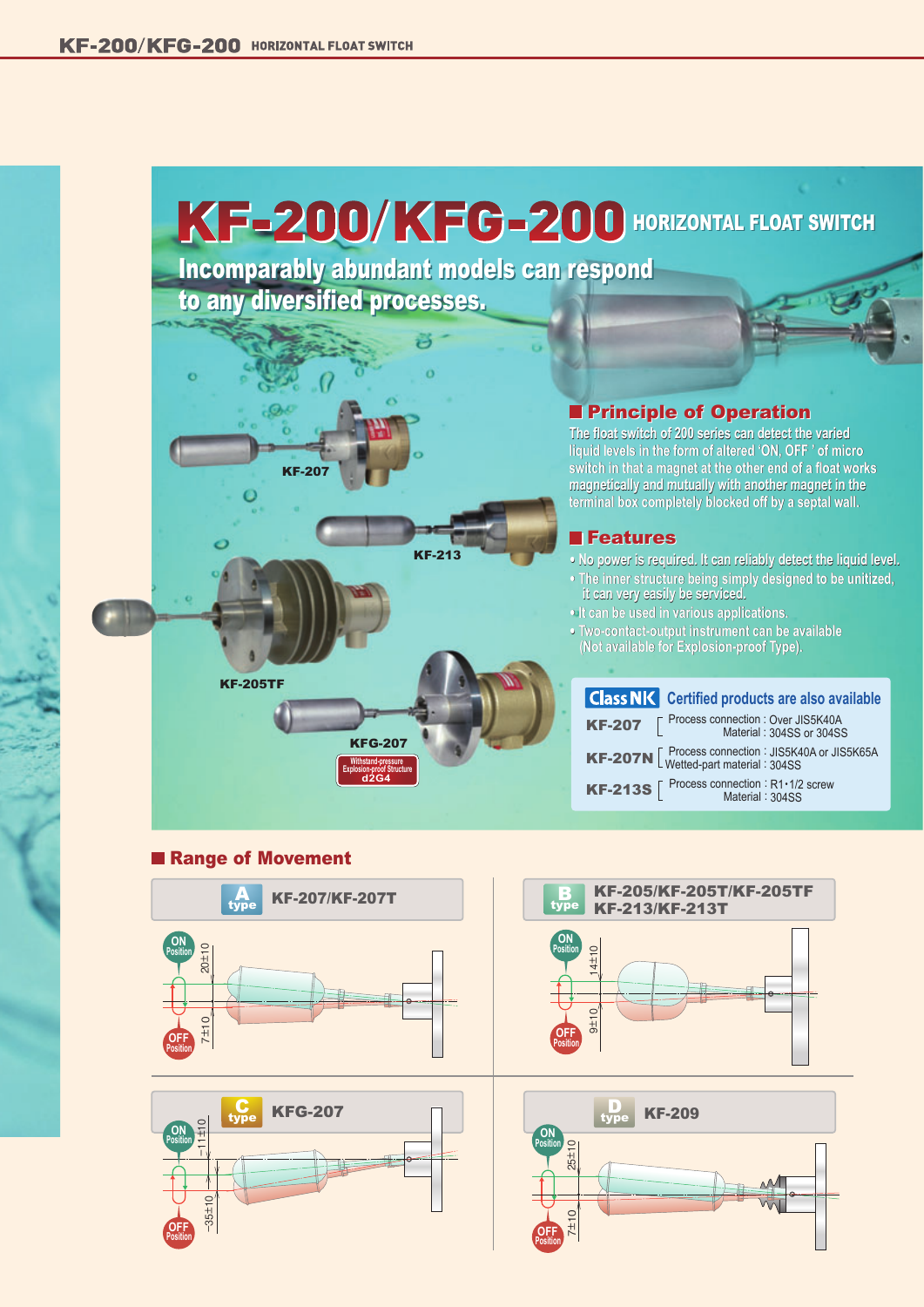# KF-200/KFG-200 HORIZONTAL FLOAT SWITCH

## Incomparably abundant models can respond to any diversified processes.

KF-207

KF-213

KF-205TF

KFG-207

Withstand-pressure Explosion-proof Structure d2G4

## Principle of Operation

The float switch of 200 series can detect the varied liquid levels in the form of altered 'ON, OFF ' of micro switch in that a magnet at the other end of a float works magnetically and mutually with another magnet in the terminal box completely blocked off by a septal wall.

## Features

- No power is required. It can reliably detect the liquid level.
- The inner structure being simply designed to be unitized, it can very easily be serviced.
- It can be used in various applications.
- Two-contact-output instrument can be available (Not available for Explosion-proof Type).

### Class NK Certified products are also available

| Model | Specification |
|---|---|
| KF-207 | Process connection : Over JIS5K40A<br>Material : 304SS or 304SS |
| KF-207N | Process connection : JIS5K40A or JIS5K65A<br>Wetted-part material : 304SS |
| KF-213S | Process connection : R1・1/2 screw<br>Material : 304SS |

## Range of Movement

**A type** KF-207/KF-207T

ON Position 20±10 / OFF Position 7±10

**B type** KF-205/KF-205T/KF-205TF, KF-213/KF-213T

ON Position 14±10 / OFF Position 9±10

**C type** KFG-207

ON Position −11±10 / OFF Position −35±10

**D type** KF-209

ON Position 25±10 / OFF Position 7±10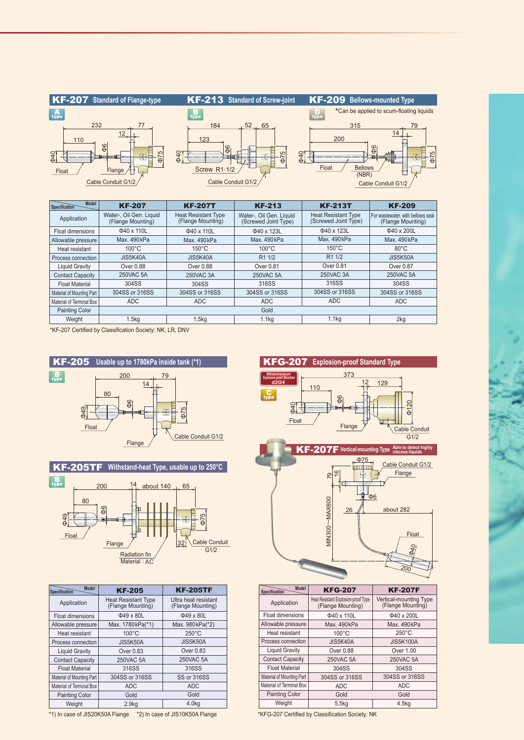## KF-207 Standard of Flange-type

A type

232 / 77 / 110 / 12 / Φ40 / Φ6 / Φ75

Float / Flange / Cable Conduit G1/2

## KF-213 Standard of Screw-joint

B type

184 / 52 / 65 / 123 / Φ40 / Φ6 / Φ75

Screw R1·1/2 / Cable Conduit G1/2

## KF-209 Bellows-mounted Type

D type

*Can be applied to scum-floating liquids

315 / 79 / 200 / 14 / Φ40 / Φ6 / Φ75

Float / Bellows (NBR) / Cable Conduit G1/2

| Specification \ Model | KF-207 | KF-207T | KF-213 | KF-213T | KF-209 |
|---|---|---|---|---|---|
| Application | Water-, Oil Gen. Liquid (Flange Mounting) | Heat Resistant Type (Flange Mounting) | Water-, Oil Gen. Liquid (Screwed Joint Type) | Heat Resistant Type (Screwed Joint Type) | For wastewater, with bellows seal (Flange Mounting) |
| Float dimensions | Φ40 x 110L | Φ40 x 110L | Φ40 x 123L | Φ40 x 123L | Φ40 x 200L |
| Allowable pressure | Max. 490kPa | Max. 490kPa | Max. 490kPa | Max. 490kPa | Max. 490kPa |
| Heat resistant | 100°C | 150°C | 100°C | 150°C | 80°C |
| Process connection | JIS5K40A | JIS5K40A | R1 1/2 | R1 1/2 | JIS5K50A |
| Liquid Gravity | Over 0.88 | Over 0.88 | Over 0.81 | Over 0.81 | Over 0.87 |
| Contact Capacity | 250VAC 5A | 250VAC 3A | 250VAC 5A | 250VAC 3A | 250VAC 5A |
| Float Material | 304SS | 304SS | 316SS | 316SS | 304SS |
| Material of Mounting Part | 304SS or 316SS | 304SS or 316SS | 304SS or 316SS | 304SS or 316SS | 304SS or 316SS |
| Material of Terminal Box | ADC | ADC | ADC | ADC | ADC |
| Painting Color | Gold | | | | |
| Weight | 1.5kg | 1.5kg | 1.1kg | 1.1kg | 2kg |

*KF-207 Certified by Classification Society: NK, LR, DNV

## KF-205 Usable up to 1780kPa inside tank (*1)

B type

200 / 79 / 14 / 80 / Φ49 / Φ6 / Φ75

Float / Flange / Cable Conduit G1/2

## KF-205TF Withstand-heat Type, usable up to 250°C

B type

200 / 14 / about 140 / 65 / 80 / Φ49 / Φ6 / Φ75 / 32

Float / Flange / Radiation fin Material : AC / Cable Conduit G1/2

| Specification \ Model | KF-205 | KF-205TF |
|---|---|---|
| Application | Heat Resistant Type (Flange Mounting) | Ultra heat resistant (Flange Mounting) |
| Float dimensions | Φ49 x 80L | Φ49 x 80L |
| Allowable pressure | Max. 1780kPa(*1) | Max. 980kPa(*2) |
| Heat resistant | 100°C | 250°C |
| Process connection | JIS5K50A | JIS5K50A |
| Liquid Gravity | Over 0.83 | Over 0.83 |
| Contact Capacity | 250VAC 5A | 250VAC 5A |
| Float Material | 316SS | 316SS |
| Material of Mounting Part | 304SS or 316SS | SS or 316SS |
| Material of Terminal Box | ADC | ADC |
| Painting Color | Gold | Gold |
| Weight | 2.9kg | 4.0kg |

*1) In case of JIS20K50A Flange　*2) In case of JIS10K50A Flange

## KFG-207 Explosion-proof Standard Type

Withstand-pressure Explosion-proof Structure d2G4

C type

373 / 12 / 129 / 110 / Φ40 / Φ6 / Φ120

Float / Flange / Cable Conduit G1/2

## KF-207F Vertical-mounting Type Able to detect highly viscous liquids

Φ75 / 79 / 16 / Φ6 / 26 / about 282 / MIN300~MAX600 / Φ40 / 200

Cable Conduit G1/2 / Flange / Float

| Specification \ Model | KFG-207 | KF-207F |
|---|---|---|
| Application | Heat Resistant Explosion-proof Type (Flange Mounting) | Vertical-mounting Type (Flange Mounting) |
| Float dimensions | Φ40 x 110L | Φ40 x 200L |
| Allowable pressure | Max. 490kPa | Max. 490kPa |
| Heat resistant | 100°C | 250°C |
| Process connection | JIS5K40A | JIS5K100A |
| Liquid Gravity | Over 0.88 | Over 1.00 |
| Contact Capacity | 250VAC 5A | 250VAC 5A |
| Float Material | 304SS | 304SS |
| Material of Mounting Part | 304SS or 316SS | 304SS or 316SS |
| Material of Terminal Box | ADC | ADC |
| Painting Color | Gold | Gold |
| Weight | 5.5kg | 4.5kg |

*KFG-207 Certified by Classification Society: NK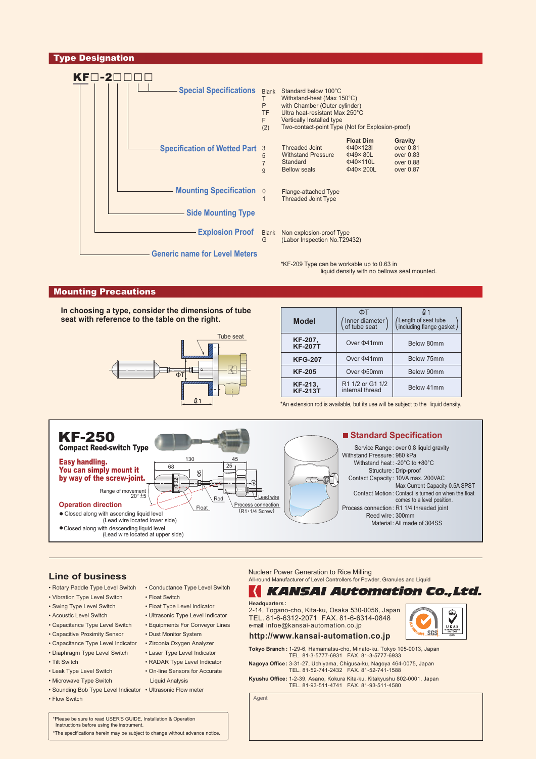## Type Designation

**KF□-2□□□□**

- **Special Specifications**

| | |
|---|---|
| Blank | Standard below 100°C |
| T | Withstand-heat (Max 150°C) |
| P | with Chamber (Outer cylinder) |
| TF | Ultra heat-resistant Max 250°C |
| F | Vertically Installed type |
| (2) | Two-contact-point Type (Not for Explosion-proof) |

- **Specification of Wetted Part**

| | | Float Dim | Gravity |
|---|---|---|---|
| 3 | Threaded Joint | Φ40×123l | over 0.81 |
| 5 | Withstand Pressure | Φ49× 80L | over 0.83 |
| 7 | Standard | Φ40×110L | over 0.88 |
| 9 | Bellow seals | Φ40× 200L | over 0.87 |

- **Mounting Specification**

| | |
|---|---|
| 0 | Flange-attached Type |
| 1 | Threaded Joint Type |

- **Side Mounting Type**

- **Explosion Proof**

| | |
|---|---|
| Blank | Non explosion-proof Type |
| G | (Labor Inspection No.T29432) |

- **Generic name for Level Meters**

*KF-209 Type can be workable up to 0.63 in liquid density with no bellows seal mounted.

## Mounting Precautions

**In choosing a type, consider the dimensions of tube seat with reference to the table on the right.**

Tube seat

ΦT

ℓ1

| Model | ΦT (Inner diameter of tube seat) | ℓ1 (Length of seat tube including flange gasket) |
|---|---|---|
| KF-207, KF-207T | Over Φ41mm | Below 80mm |
| KFG-207 | Over Φ41mm | Below 75mm |
| KF-205 | Over Φ50mm | Below 90mm |
| KF-213, KF-213T | R1 1/2 or G1 1/2 internal thread | Below 41mm |

*An extension rod is available, but its use will be subject to the liquid density.

## KF-250

**Compact Reed-switch Type**

**Easy handling.**
**You can simply mount it by way of the screw-joint.**

130
45
68
25
Φ32
Φ5
50
Range of movement 20° ±5
Rod
Float
Lead wire
Process connection (R1・1/4 Screw)

**Operation direction**

- Closed along with ascending liquid level (Lead wire located lower side)
- Closed along with descending liquid level (Lead wire located at upper side)

### Standard Specification

| | |
|---|---|
| Service Range: | over 0.8 liquid gravity |
| Withstand Pressure: | 980 kPa |
| Withstand heat: | -20°C to +80°C |
| Structure: | Drip-proof |
| Contact Capacity: | 10VA max. 200VAC<br>Max Current Capacity 0.5A SPST |
| Contact Motion: | Contact is turned on when the float comes to a level position. |
| Process connection: | R1 1/4 threaded joint |
| Reed wire: | 300mm |
| Material: | All made of 304SS |

## Line of business

- Rotary Paddle Type Level Switch
- Vibration Type Level Switch
- Swing Type Level Switch
- Acoustic Level Switch
- Capacitance Type Level Switch
- Capacitive Proximity Sensor
- Capacitance Type Level Indicator
- Diaphragm Type Level Switch
- Tilt Switch
- Leak Type Level Switch
- Microwave Type Switch
- Sounding Bob Type Level Indicator
- Flow Switch
- Conductance Type Level Switch
- Float Switch
- Float Type Level Indicator
- Ultrasonic Type Level Indicator
- Equipments For Conveyor Lines
- Dust Monitor System
- Zirconia Oxygen Analyzer
- Laser Type Level Indicator
- RADAR Type Level Indicator
- On-line Sensors for Accurate Liquid Analysis
- Ultrasonic Flow meter

*Please be sure to read USER'S GUIDE, Installation & Operation Instructions before using the instrument.
*The specifications herein may be subject to change without advance notice.

Nuclear Power Generation to Rice Milling
All-round Manufacturer of Level Controllers for Powder, Granules and Liquid

**KANSAI Automation Co.,Ltd.**

**Headquarters:**
2-14, Togano-cho, Kita-ku, Osaka 530-0056, Japan
TEL. 81-6-6312-2071 FAX. 81-6-6314-0848
e-mail: infoe@kansai-automation.co.jp

**http://www.kansai-automation.co.jp**

**Tokyo Branch:** 1-29-6, Hamamatsu-cho, Minato-ku. Tokyo 105-0013, Japan
TEL. 81-3-5777-6931 FAX. 81-3-5777-6933

**Nagoya Office:** 3-31-27, Uchiyama, Chigusa-ku, Nagoya 464-0075, Japan
TEL. 81-52-741-2432 FAX. 81-52-741-1588

**Kyushu Office:** 1-2-39, Asano, Kokura Kita-ku, Kitakyushu 802-0001, Japan
TEL. 81-93-511-4741 FAX. 81-93-511-4580

Agent